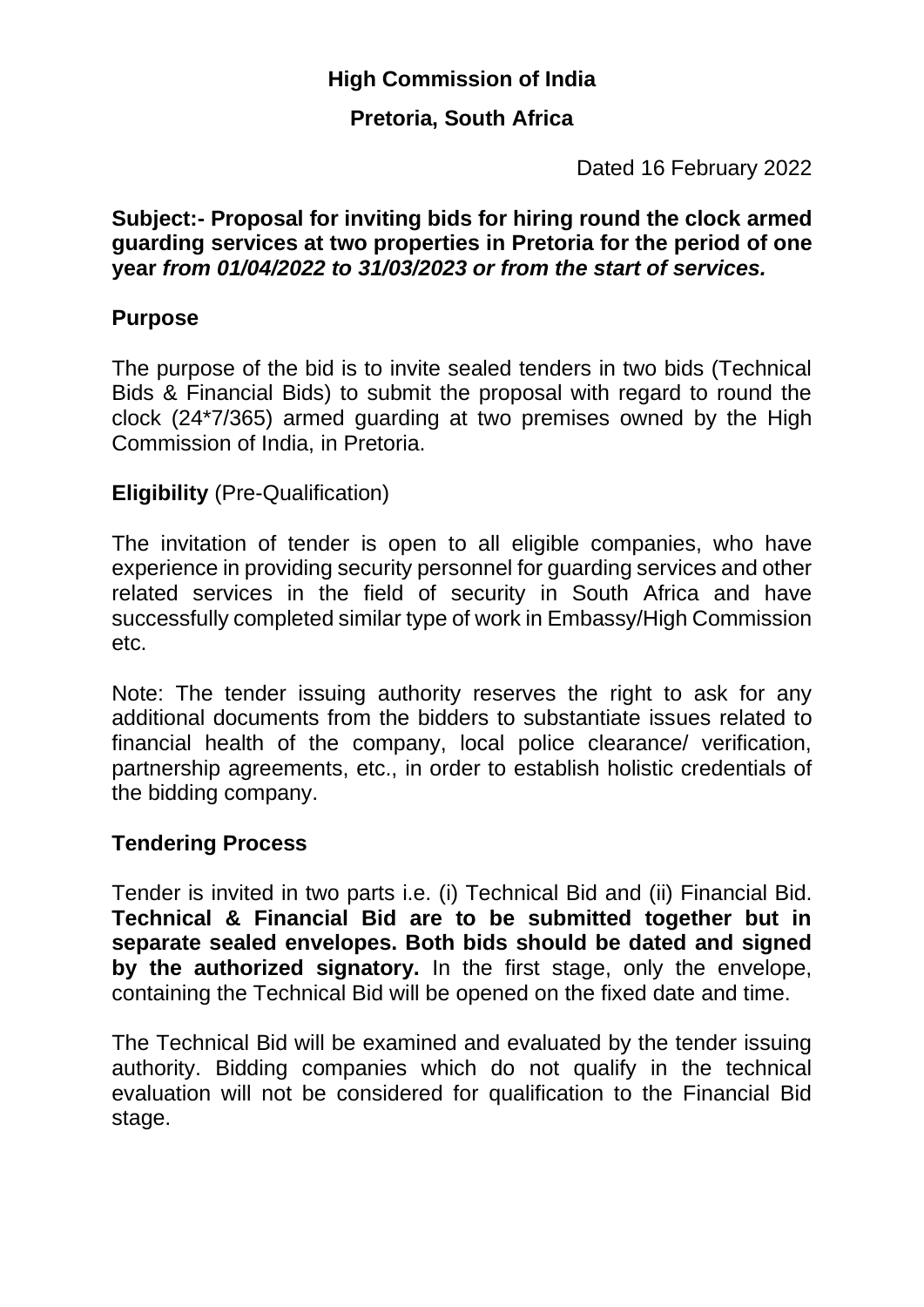**High Commission of India**

**Pretoria, South Africa**

Dated 16 February 2022

**Subject:- Proposal for inviting bids for hiring round the clock armed guarding services at two properties in Pretoria for the period of one year *from 01/04/2022 to 31/03/2023 or from the start of services.***

## Purpose

The purpose of the bid is to invite sealed tenders in two bids (Technical Bids & Financial Bids) to submit the proposal with regard to round the clock (24*7/365) armed guarding at two premises owned by the High Commission of India, in Pretoria.

**Eligibility** (Pre-Qualification)

The invitation of tender is open to all eligible companies, who have experience in providing security personnel for guarding services and other related services in the field of security in South Africa and have successfully completed similar type of work in Embassy/High Commission etc.

Note: The tender issuing authority reserves the right to ask for any additional documents from the bidders to substantiate issues related to financial health of the company, local police clearance/ verification, partnership agreements, etc., in order to establish holistic credentials of the bidding company.

## Tendering Process

Tender is invited in two parts i.e. (i) Technical Bid and (ii) Financial Bid. **Technical & Financial Bid are to be submitted together but in separate sealed envelopes. Both bids should be dated and signed by the authorized signatory.** In the first stage, only the envelope, containing the Technical Bid will be opened on the fixed date and time.

The Technical Bid will be examined and evaluated by the tender issuing authority. Bidding companies which do not qualify in the technical evaluation will not be considered for qualification to the Financial Bid stage.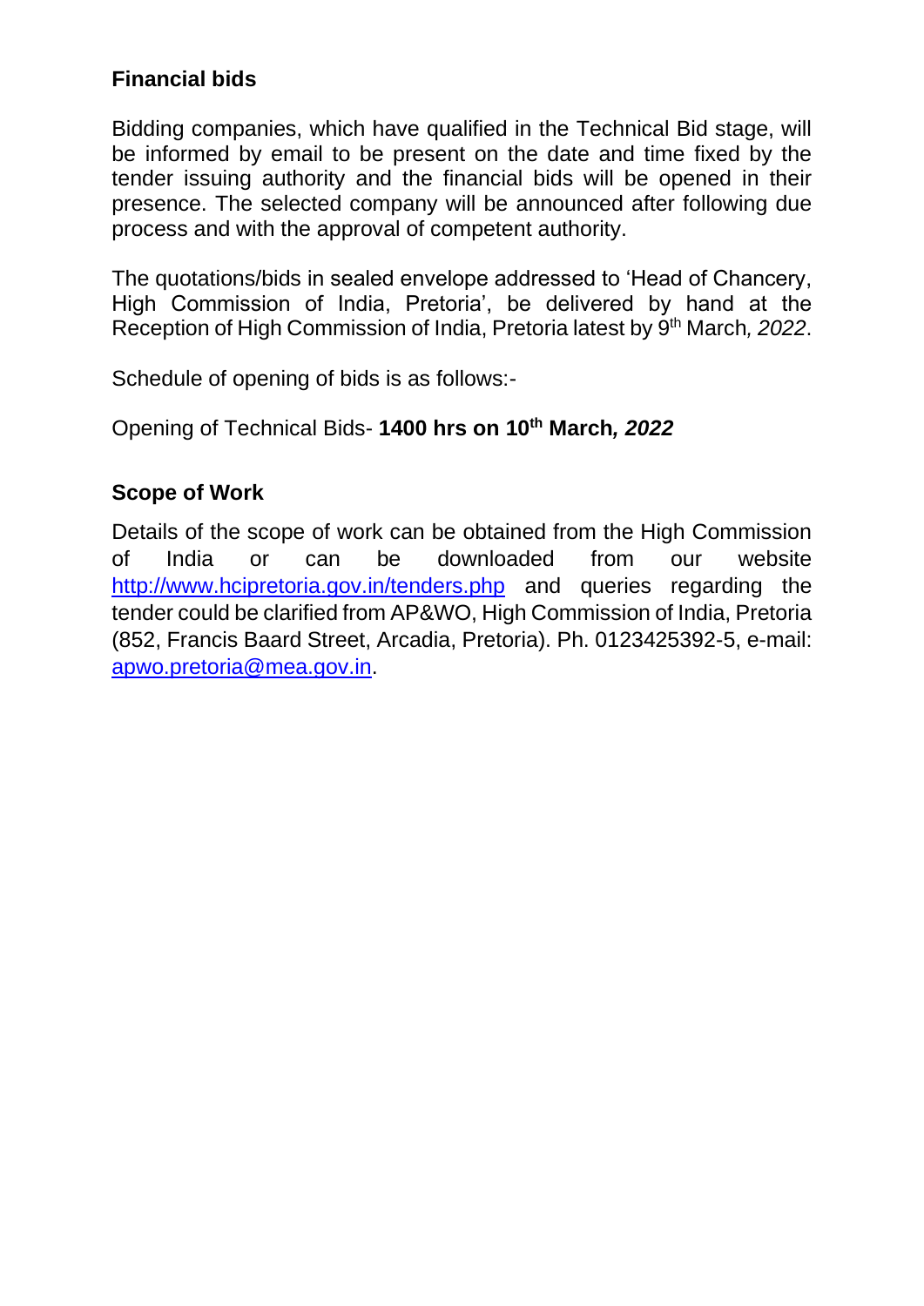**Financial bids**

Bidding companies, which have qualified in the Technical Bid stage, will be informed by email to be present on the date and time fixed by the tender issuing authority and the financial bids will be opened in their presence. The selected company will be announced after following due process and with the approval of competent authority.

The quotations/bids in sealed envelope addressed to 'Head of Chancery, High Commission of India, Pretoria', be delivered by hand at the Reception of High Commission of India, Pretoria latest by 9th March*, 2022*.

Schedule of opening of bids is as follows:-

Opening of Technical Bids- **1400 hrs on 10th March*, 2022***

**Scope of Work**

Details of the scope of work can be obtained from the High Commission of India or can be downloaded from our website http://www.hcipretoria.gov.in/tenders.php and queries regarding the tender could be clarified from AP&WO, High Commission of India, Pretoria (852, Francis Baard Street, Arcadia, Pretoria). Ph. 0123425392-5, e-mail: apwo.pretoria@mea.gov.in.